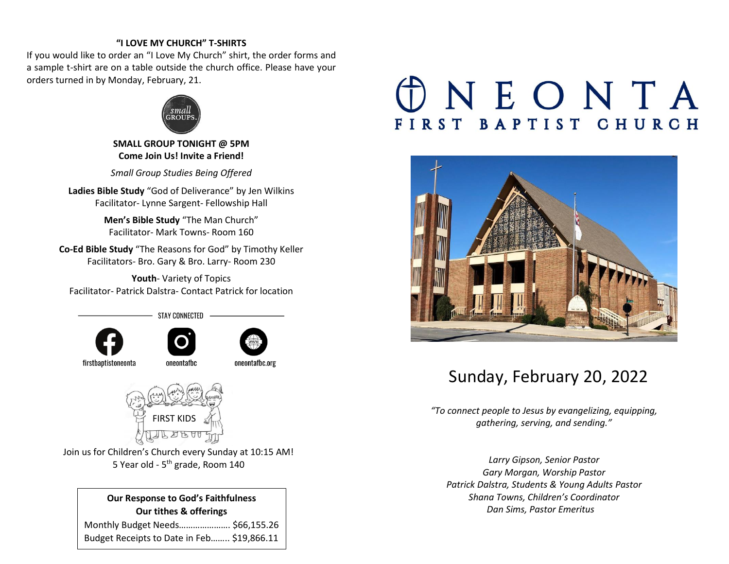**"I LOVE MY CHURCH" T-SHIRTS**

If you would like to order an "I Love My Church" shirt, the order forms and a sample t-shirt are on a table outside the church office. Please have your orders turned in by Monday, February, 21.

small GROUPS.

**SMALL GROUP TONIGHT @ 5PM**
**Come Join Us! Invite a Friend!**

*Small Group Studies Being Offered*

**Ladies Bible Study** "God of Deliverance" by Jen Wilkins
Facilitator- Lynne Sargent- Fellowship Hall

**Men's Bible Study** "The Man Church"
Facilitator- Mark Towns- Room 160

**Co-Ed Bible Study** "The Reasons for God" by Timothy Keller
Facilitators- Bro. Gary & Bro. Larry- Room 230

**Youth**- Variety of Topics
Facilitator- Patrick Dalstra- Contact Patrick for location

STAY CONNECTED

firstbaptistoneonta | oneontafbc | oneontafbc.org

FIRST KIDS

Join us for Children's Church every Sunday at 10:15 AM!
5 Year old - 5th grade, Room 140

| **Our Response to God's Faithfulness** **Our tithes & offerings** | |
|---|---|
| Monthly Budget Needs…………………. | $66,155.26 |
| Budget Receipts to Date in Feb…….. | $19,866.11 |

# ONEONTA
## FIRST BAPTIST CHURCH

## Sunday, February 20, 2022

*"To connect people to Jesus by evangelizing, equipping, gathering, serving, and sending."*

*Larry Gipson, Senior Pastor*
*Gary Morgan, Worship Pastor*
*Patrick Dalstra, Students & Young Adults Pastor*
*Shana Towns, Children's Coordinator*
*Dan Sims, Pastor Emeritus*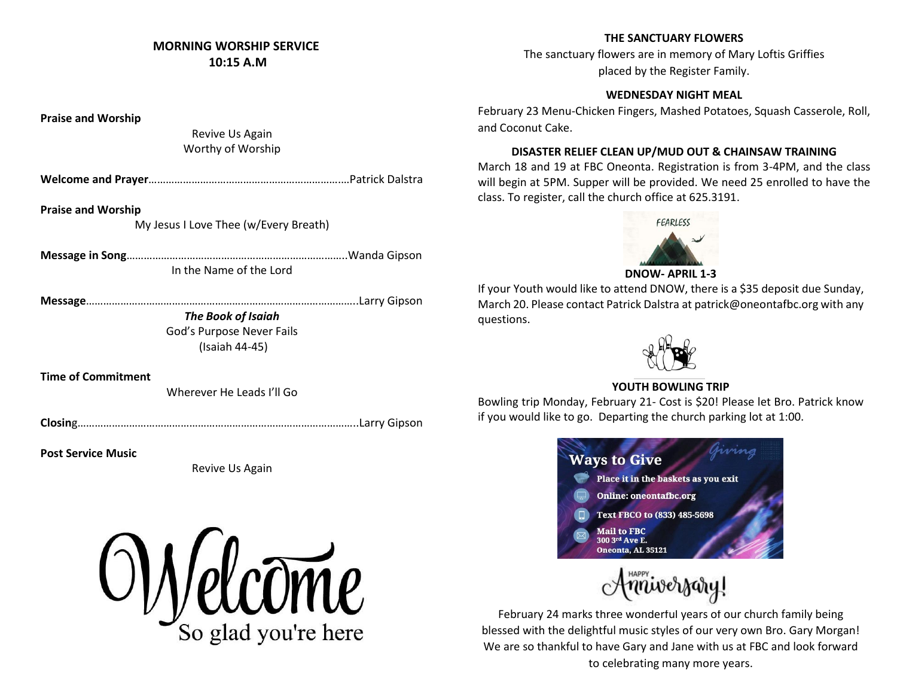## MORNING WORSHIP SERVICE
## 10:15 A.M

**Praise and Worship**

Revive Us Again
Worthy of Worship

**Welcome and Prayer**……………………………………………………………Patrick Dalstra

**Praise and Worship**

My Jesus I Love Thee (w/Every Breath)

**Message in Song**…………………………………………………………………..Wanda Gipson

In the Name of the Lord

**Message**…………………………………………………………………………………..Larry Gipson

***The Book of Isaiah***
God's Purpose Never Fails
(Isaiah 44-45)

**Time of Commitment**

Wherever He Leads I'll Go

**Closing**……………………………………………………………………………………..Larry Gipson

**Post Service Music**

Revive Us Again

Welcome
So glad you're here

### THE SANCTUARY FLOWERS

The sanctuary flowers are in memory of Mary Loftis Griffies placed by the Register Family.

### WEDNESDAY NIGHT MEAL

February 23 Menu-Chicken Fingers, Mashed Potatoes, Squash Casserole, Roll, and Coconut Cake.

### DISASTER RELIEF CLEAN UP/MUD OUT & CHAINSAW TRAINING

March 18 and 19 at FBC Oneonta. Registration is from 3-4PM, and the class will begin at 5PM. Supper will be provided. We need 25 enrolled to have the class. To register, call the church office at 625.3191.

FEARLESS

### DNOW- APRIL 1-3

If your Youth would like to attend DNOW, there is a $35 deposit due Sunday, March 20. Please contact Patrick Dalstra at patrick@oneontafbc.org with any questions.

### YOUTH BOWLING TRIP

Bowling trip Monday, February 21- Cost is $20! Please let Bro. Patrick know if you would like to go. Departing the church parking lot at 1:00.

**Ways to Give** — Giving

- Place it in the baskets as you exit
- Online: oneontafbc.org
- Text FBCO to (833) 485-5698
- Mail to FBC
  300 3rd Ave E.
  Oneonta, AL 35121

HAPPY Anniversary!

February 24 marks three wonderful years of our church family being blessed with the delightful music styles of our very own Bro. Gary Morgan! We are so thankful to have Gary and Jane with us at FBC and look forward to celebrating many more years.